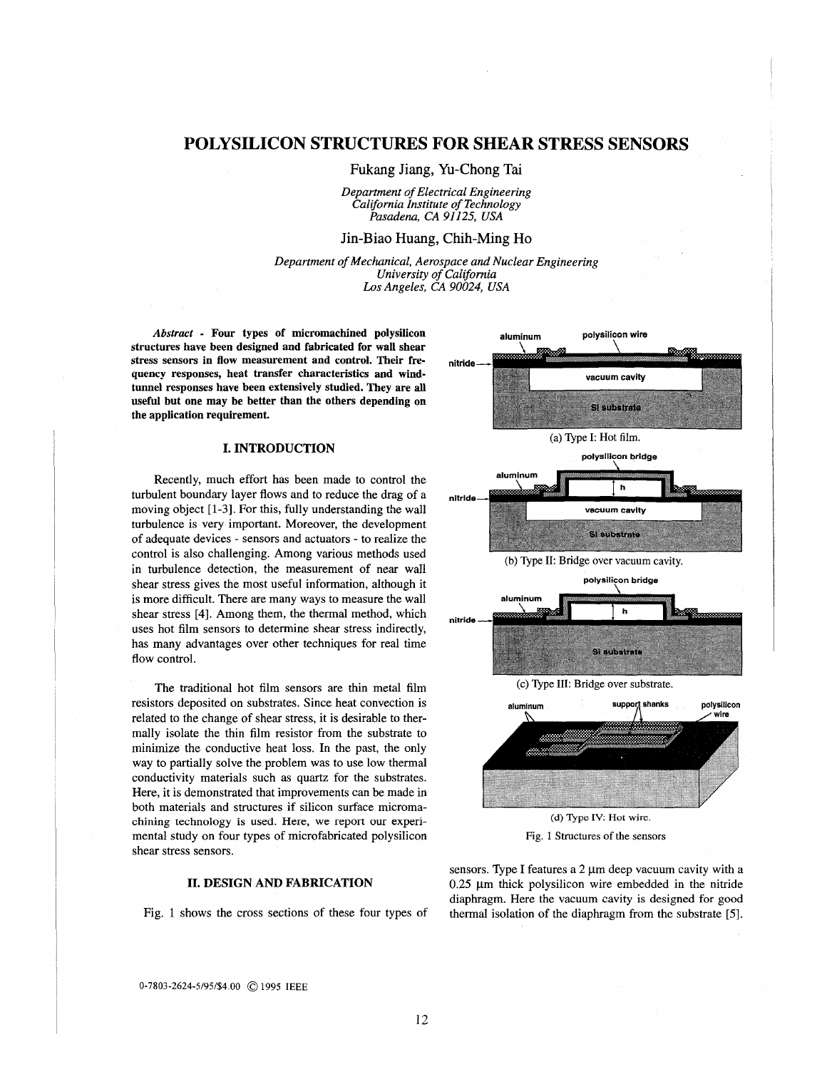# POLYSILICON STRUCTURES FOR SHEAR STRESS SENSORS

Fukang Jiang, Yu-Chong Tai

*Department of Electrical Engineering*
*California Institute of Technology*
*Pasadena, CA 91125, USA*

Jin-Biao Huang, Chih-Ming Ho

*Department of Mechanical, Aerospace and Nuclear Engineering*
*University of California*
*Los Angeles, CA 90024, USA*

*Abstract* - **Four types of micromachined polysilicon structures have been designed and fabricated for wall shear stress sensors in flow measurement and control. Their frequency responses, heat transfer characteristics and wind-tunnel responses have been extensively studied. They are all useful but one may be better than the others depending on the application requirement.**

## I. INTRODUCTION

Recently, much effort has been made to control the turbulent boundary layer flows and to reduce the drag of a moving object [1-3]. For this, fully understanding the wall turbulence is very important. Moreover, the development of adequate devices - sensors and actuators - to realize the control is also challenging. Among various methods used in turbulence detection, the measurement of near wall shear stress gives the most useful information, although it is more difficult. There are many ways to measure the wall shear stress [4]. Among them, the thermal method, which uses hot film sensors to determine shear stress indirectly, has many advantages over other techniques for real time flow control.

The traditional hot film sensors are thin metal film resistors deposited on substrates. Since heat convection is related to the change of shear stress, it is desirable to thermally isolate the thin film resistor from the substrate to minimize the conductive heat loss. In the past, the only way to partially solve the problem was to use low thermal conductivity materials such as quartz for the substrates. Here, it is demonstrated that improvements can be made in both materials and structures if silicon surface micromachining technology is used. Here, we report our experimental study on four types of microfabricated polysilicon shear stress sensors.

## II. DESIGN AND FABRICATION

Fig. 1 shows the cross sections of these four types of sensors. Type I features a 2 μm deep vacuum cavity with a 0.25 μm thick polysilicon wire embedded in the nitride diaphragm. Here the vacuum cavity is designed for good thermal isolation of the diaphragm from the substrate [5].

(a) Type I: Hot film.

(b) Type II: Bridge over vacuum cavity.

(c) Type III: Bridge over substrate.

(d) Type IV: Hot wire.

Fig. 1 Structures of the sensors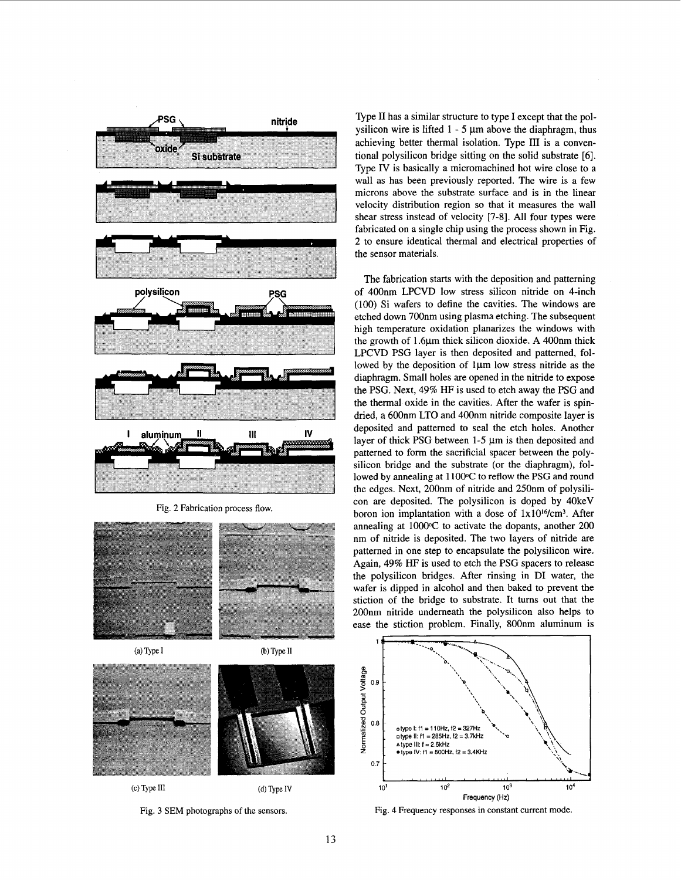Fig. 2 Fabrication process flow.

(a) Type I

(b) Type II

(c) Type III

(d) Type IV

Fig. 3 SEM photographs of the sensors.

Type II has a similar structure to type I except that the polysilicon wire is lifted 1 - 5 μm above the diaphragm, thus achieving better thermal isolation. Type III is a conventional polysilicon bridge sitting on the solid substrate [6]. Type IV is basically a micromachined hot wire close to a wall as has been previously reported. The wire is a few microns above the substrate surface and is in the linear velocity distribution region so that it measures the wall shear stress instead of velocity [7-8]. All four types were fabricated on a single chip using the process shown in Fig. 2 to ensure identical thermal and electrical properties of the sensor materials.

The fabrication starts with the deposition and patterning of 400nm LPCVD low stress silicon nitride on 4-inch (100) Si wafers to define the cavities. The windows are etched down 700nm using plasma etching. The subsequent high temperature oxidation planarizes the windows with the growth of 1.6μm thick silicon dioxide. A 400nm thick LPCVD PSG layer is then deposited and patterned, followed by the deposition of 1μm low stress nitride as the diaphragm. Small holes are opened in the nitride to expose the PSG. Next, 49% HF is used to etch away the PSG and the thermal oxide in the cavities. After the wafer is spin-dried, a 600nm LTO and 400nm nitride composite layer is deposited and patterned to seal the etch holes. Another layer of thick PSG between 1-5 μm is then deposited and patterned to form the sacrificial spacer between the polysilicon bridge and the substrate (or the diaphragm), followed by annealing at 1100°C to reflow the PSG and round the edges. Next, 200nm of nitride and 250nm of polysilicon are deposited. The polysilicon is doped by 40keV boron ion implantation with a dose of $1\times10^{16}/cm^3$. After annealing at 1000°C to activate the dopants, another 200 nm of nitride is deposited. The two layers of nitride are patterned in one step to encapsulate the polysilicon wire. Again, 49% HF is used to etch the PSG spacers to release the polysilicon bridges. After rinsing in DI water, the wafer is dipped in alcohol and then baked to prevent the stiction of the bridge to substrate. It turns out that the 200nm nitride underneath the polysilicon also helps to ease the stiction problem. Finally, 800nm aluminum is

Fig. 4 Frequency responses in constant current mode.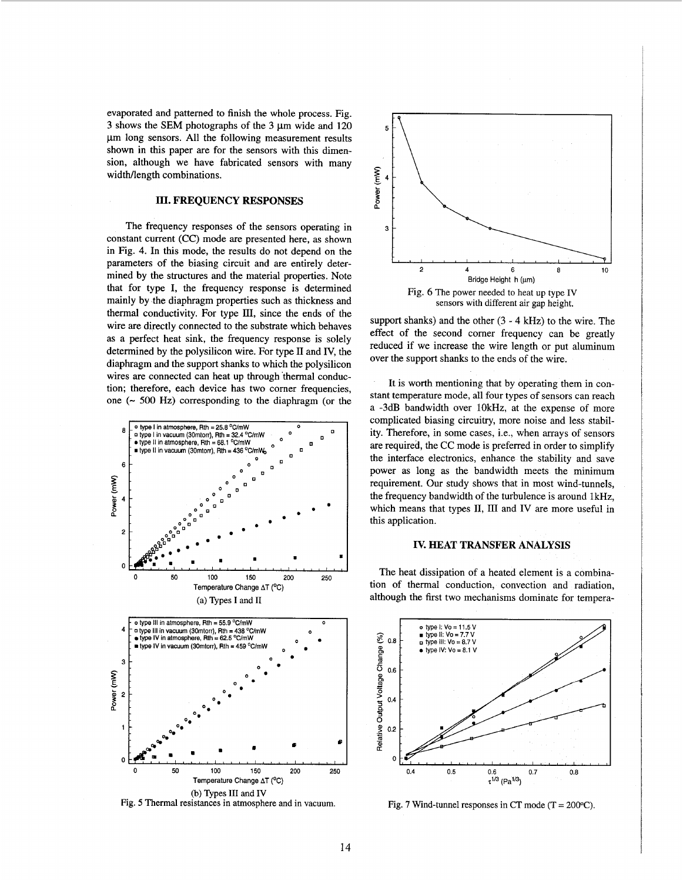evaporated and patterned to finish the whole process. Fig. 3 shows the SEM photographs of the 3 μm wide and 120 μm long sensors. All the following measurement results shown in this paper are for the sensors with this dimension, although we have fabricated sensors with many width/length combinations.

## III. FREQUENCY RESPONSES

The frequency responses of the sensors operating in constant current (CC) mode are presented here, as shown in Fig. 4. In this mode, the results do not depend on the parameters of the biasing circuit and are entirely determined by the structures and the material properties. Note that for type I, the frequency response is determined mainly by the diaphragm properties such as thickness and thermal conductivity. For type III, since the ends of the wire are directly connected to the substrate which behaves as a perfect heat sink, the frequency response is solely determined by the polysilicon wire. For type II and IV, the diaphragm and the support shanks to which the polysilicon wires are connected can heat up through thermal conduction; therefore, each device has two corner frequencies, one (~ 500 Hz) corresponding to the diaphragm (or the support shanks) and the other (3 - 4 kHz) to the wire. The effect of the second corner frequency can be greatly reduced if we increase the wire length or put aluminum over the support shanks to the ends of the wire.

(a) Types I and II

(b) Types III and IV

Fig. 5 Thermal resistances in atmosphere and in vacuum.

Fig. 6 The power needed to heat up type IV sensors with different air gap height.

It is worth mentioning that by operating them in constant temperature mode, all four types of sensors can reach a -3dB bandwidth over 10kHz, at the expense of more complicated biasing circuitry, more noise and less stability. Therefore, in some cases, i.e., when arrays of sensors are required, the CC mode is preferred in order to simplify the interface electronics, enhance the stability and save power as long as the bandwidth meets the minimum requirement. Our study shows that in most wind-tunnels, the frequency bandwidth of the turbulence is around 1kHz, which means that types II, III and IV are more useful in this application.

## IV. HEAT TRANSFER ANALYSIS

The heat dissipation of a heated element is a combination of thermal conduction, convection and radiation, although the first two mechanisms dominate for tempera-

Fig. 7 Wind-tunnel responses in CT mode (T = 200°C).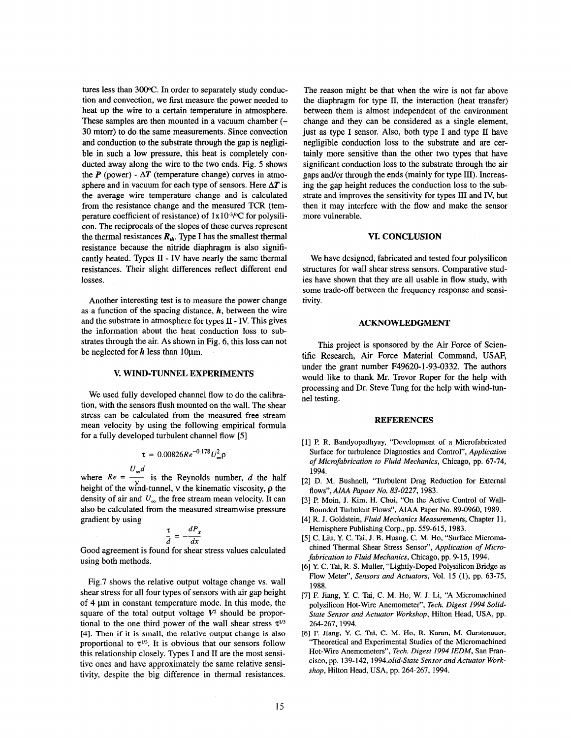tures less than 300°C. In order to separately study conduction and convection, we first measure the power needed to heat up the wire to a certain temperature in atmosphere. These samples are then mounted in a vacuum chamber (~ 30 mtorr) to do the same measurements. Since convection and conduction to the substrate through the gap is negligible in such a low pressure, this heat is completely conducted away along the wire to the two ends. Fig. 5 shows the $P$ (power) - $\Delta T$ (temperature change) curves in atmosphere and in vacuum for each type of sensors. Here $\Delta T$ is the average wire temperature change and is calculated from the resistance change and the measured TCR (temperature coefficient of resistance) of $1 \times 10^{-3}$/°C for polysilicon. The reciprocals of the slopes of these curves represent the thermal resistances $R_{th}$. Type I has the smallest thermal resistance because the nitride diaphragm is also significantly heated. Types II - IV have nearly the same thermal resistances. Their slight differences reflect different end losses.

Another interesting test is to measure the power change as a function of the spacing distance, $h$, between the wire and the substrate in atmosphere for types II - IV. This gives the information about the heat conduction loss to substrates through the air. As shown in Fig. 6, this loss can not be neglected for $h$ less than 10μm.

## V. WIND-TUNNEL EXPERIMENTS

We used fully developed channel flow to do the calibration, with the sensors flush mounted on the wall. The shear stress can be calculated from the measured free stream mean velocity by using the following empirical formula for a fully developed turbulent channel flow [5]

$$\tau = 0.00826 Re^{-0.178} U_{\infty}^{2} \rho$$

where $Re = \frac{U_{\infty} d}{\nu}$ is the Reynolds number, $d$ the half height of the wind-tunnel, $\nu$ the kinematic viscosity, $\rho$ the density of air and $U_{\infty}$ the free stream mean velocity. It can also be calculated from the measured streamwise pressure gradient by using

$$\frac{\tau}{d} = -\frac{dP_x}{dx}$$

Good agreement is found for shear stress values calculated using both methods.

Fig.7 shows the relative output voltage change vs. wall shear stress for all four types of sensors with air gap height of 4 μm in constant temperature mode. In this mode, the square of the total output voltage $V^2$ should be proportional to the one third power of the wall shear stress $\tau^{1/3}$ [4]. Then if it is small, the relative output change is also proportional to $\tau^{1/3}$. It is obvious that our sensors follow this relationship closely. Types I and II are the most sensitive ones and have approximately the same relative sensitivity, despite the big difference in thermal resistances. The reason might be that when the wire is not far above the diaphragm for type II, the interaction (heat transfer) between them is almost independent of the environment change and they can be considered as a single element, just as type I sensor. Also, both type I and type II have negligible conduction loss to the substrate and are certainly more sensitive than the other two types that have significant conduction loss to the substrate through the air gaps and/or through the ends (mainly for type III). Increasing the gap height reduces the conduction loss to the substrate and improves the sensitivity for types III and IV, but then it may interfere with the flow and make the sensor more vulnerable.

## VI. CONCLUSION

We have designed, fabricated and tested four polysilicon structures for wall shear stress sensors. Comparative studies have shown that they are all usable in flow study, with some trade-off between the frequency response and sensitivity.

## ACKNOWLEDGMENT

This project is sponsored by the Air Force of Scientific Research, Air Force Material Command, USAF, under the grant number F49620-1-93-0332. The authors would like to thank Mr. Trevor Roper for the help with processing and Dr. Steve Tung for the help with wind-tunnel testing.

## REFERENCES

[1] P. R. Bandyopadhyay, "Development of a Microfabricated Surface for turbulence Diagnostics and Control", *Application of Microfabrication to Fluid Mechanics*, Chicago, pp. 67-74, 1994.

[2] D. M. Bushnell, "Turbulent Drag Reduction for External flows", *AIAA Papaer No. 83-0227*, 1983.

[3] P. Moin, J. Kim, H. Choi, "On the Active Control of Wall-Bounded Turbulent Flows", AIAA Paper No. 89-0960, 1989.

[4] R. J. Goldstein, *Fluid Mechanics Measurements*, Chapter 11, Hemisphere Publishing Corp., pp. 559-615, 1983.

[5] C. Liu, Y. C. Tai, J. B. Huang, C. M. Ho, "Surface Micromachined Thermal Shear Stress Sensor", *Application of Microfabrication to Fluid Mechanics*, Chicago, pp. 9-15, 1994.

[6] Y. C. Tai, R. S. Muller, "Lightly-Doped Polysilicon Bridge as Flow Meter", *Sensors and Actuators*, Vol. 15 (1), pp. 63-75, 1988.

[7] F. Jiang, Y. C. Tai, C. M. Ho, W. J. Li, "A Micromachined polysilicon Hot-Wire Anemometer", *Tech. Digest 1994 Solid-State Sensor and Actuator Workshop*, Hilton Head, USA, pp. 264-267, 1994.

[8] F. Jiang, Y. C. Tai, C. M. Ho, R. Karan, M. Garstenauer, "Theoretical and Experimental Studies of the Micromachined Hot-Wire Anemometers", *Tech. Digest 1994 IEDM*, San Francisco, pp. 139-142, 1994.*olid-State Sensor and Actuator Workshop*, Hilton Head, USA, pp. 264-267, 1994.